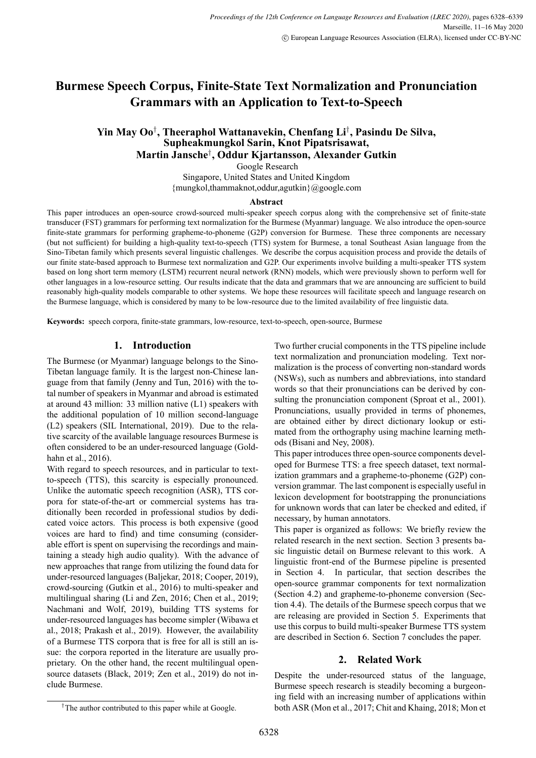# Burmese Speech Corpus, Finite-State Text Normalization and Pronunciation Grammars with an Application to Text-to-Speech

**Yin May Oo[†], Theeraphol Wattanavekin, Chenfang Li[†], Pasindu De Silva, Supheakmungkol Sarin, Knot Pipatsrisawat, Martin Jansche[†], Oddur Kjartansson, Alexander Gutkin**

Google Research
Singapore, United States and United Kingdom
{mungkol,thammaknot,oddur,agutkin}@google.com

### Abstract

This paper introduces an open-source crowd-sourced multi-speaker speech corpus along with the comprehensive set of finite-state transducer (FST) grammars for performing text normalization for the Burmese (Myanmar) language. We also introduce the open-source finite-state grammars for performing grapheme-to-phoneme (G2P) conversion for Burmese. These three components are necessary (but not sufficient) for building a high-quality text-to-speech (TTS) system for Burmese, a tonal Southeast Asian language from the Sino-Tibetan family which presents several linguistic challenges. We describe the corpus acquisition process and provide the details of our finite state-based approach to Burmese text normalization and G2P. Our experiments involve building a multi-speaker TTS system based on long short term memory (LSTM) recurrent neural network (RNN) models, which were previously shown to perform well for other languages in a low-resource setting. Our results indicate that the data and grammars that we are announcing are sufficient to build reasonably high-quality models comparable to other systems. We hope these resources will facilitate speech and language research on the Burmese language, which is considered by many to be low-resource due to the limited availability of free linguistic data.

**Keywords:** speech corpora, finite-state grammars, low-resource, text-to-speech, open-source, Burmese

## 1. Introduction

The Burmese (or Myanmar) language belongs to the Sino-Tibetan language family. It is the largest non-Chinese language from that family (Jenny and Tun, 2016) with the total number of speakers in Myanmar and abroad is estimated at around 43 million: 33 million native (L1) speakers with the additional population of 10 million second-language (L2) speakers (SIL International, 2019). Due to the relative scarcity of the available language resources Burmese is often considered to be an under-resourced language (Goldhahn et al., 2016).

With regard to speech resources, and in particular to text-to-speech (TTS), this scarcity is especially pronounced. Unlike the automatic speech recognition (ASR), TTS corpora for state-of-the-art or commercial systems has traditionally been recorded in professional studios by dedicated voice actors. This process is both expensive (good voices are hard to find) and time consuming (considerable effort is spent on supervising the recordings and maintaining a steady high audio quality). With the advance of new approaches that range from utilizing the found data for under-resourced languages (Baljekar, 2018; Cooper, 2019), crowd-sourcing (Gutkin et al., 2016) to multi-speaker and multilingual sharing (Li and Zen, 2016; Chen et al., 2019; Nachmani and Wolf, 2019), building TTS systems for under-resourced languages has become simpler (Wibawa et al., 2018; Prakash et al., 2019). However, the availability of a Burmese TTS corpora that is free for all is still an issue: the corpora reported in the literature are usually proprietary. On the other hand, the recent multilingual open-source datasets (Black, 2019; Zen et al., 2019) do not include Burmese.

Two further crucial components in the TTS pipeline include text normalization and pronunciation modeling. Text normalization is the process of converting non-standard words (NSWs), such as numbers and abbreviations, into standard words so that their pronunciations can be derived by consulting the pronunciation component (Sproat et al., 2001). Pronunciations, usually provided in terms of phonemes, are obtained either by direct dictionary lookup or estimated from the orthography using machine learning methods (Bisani and Ney, 2008).

This paper introduces three open-source components developed for Burmese TTS: a free speech dataset, text normalization grammars and a grapheme-to-phoneme (G2P) conversion grammar. The last component is especially useful in lexicon development for bootstrapping the pronunciations for unknown words that can later be checked and edited, if necessary, by human annotators.

This paper is organized as follows: We briefly review the related research in the next section. Section 3 presents basic linguistic detail on Burmese relevant to this work. A linguistic front-end of the Burmese pipeline is presented in Section 4. In particular, that section describes the open-source grammar components for text normalization (Section 4.2) and grapheme-to-phoneme conversion (Section 4.4). The details of the Burmese speech corpus that we are releasing are provided in Section 5. Experiments that use this corpus to build multi-speaker Burmese TTS system are described in Section 6. Section 7 concludes the paper.

## 2. Related Work

Despite the under-resourced status of the language, Burmese speech research is steadily becoming a burgeoning field with an increasing number of applications within both ASR (Mon et al., 2017; Chit and Khaing, 2018; Mon et

[†]The author contributed to this paper while at Google.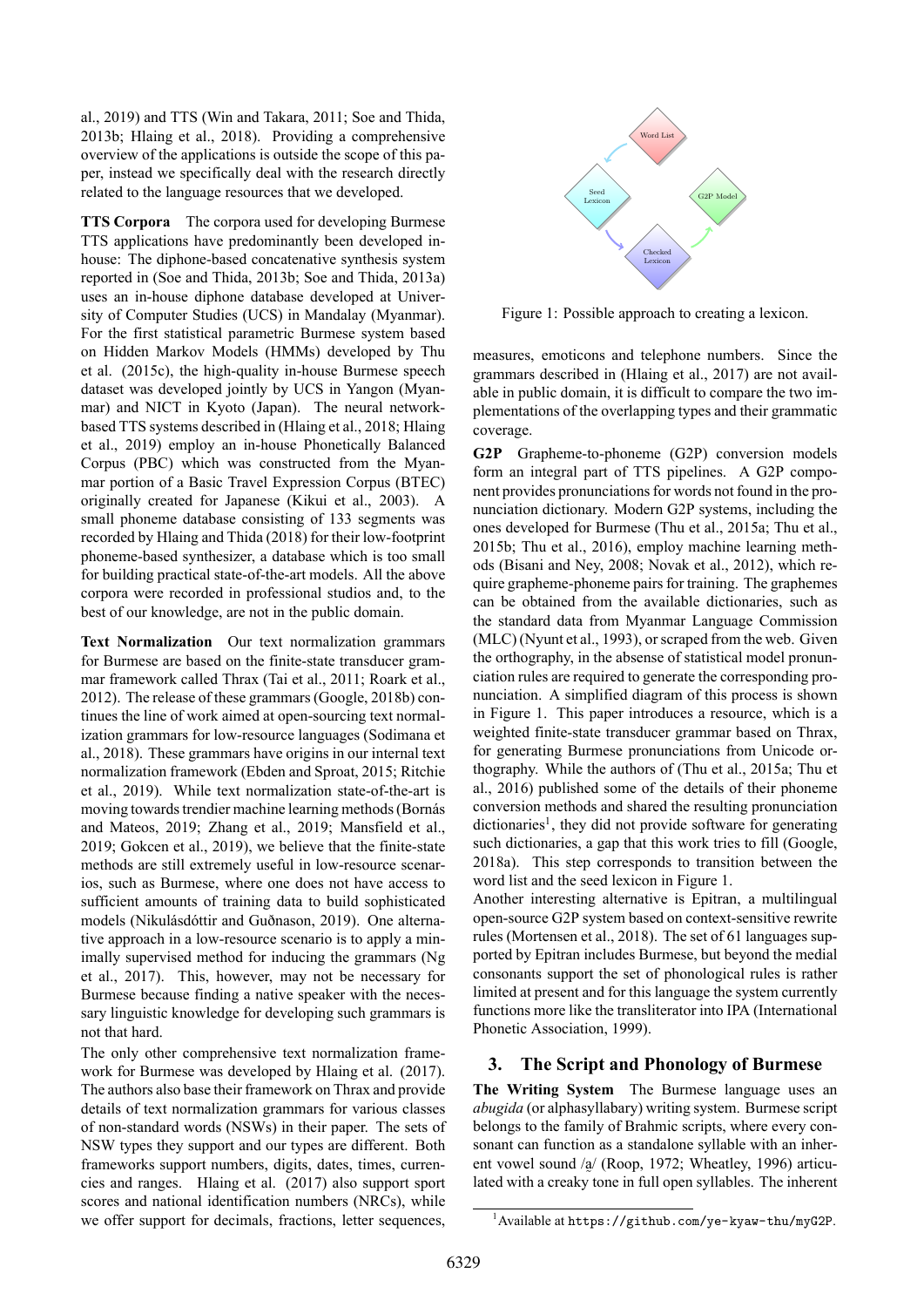al., 2019) and TTS (Win and Takara, 2011; Soe and Thida, 2013b; Hlaing et al., 2018). Providing a comprehensive overview of the applications is outside the scope of this paper, instead we specifically deal with the research directly related to the language resources that we developed.

**TTS Corpora** The corpora used for developing Burmese TTS applications have predominantly been developed in-house: The diphone-based concatenative synthesis system reported in (Soe and Thida, 2013b; Soe and Thida, 2013a) uses an in-house diphone database developed at University of Computer Studies (UCS) in Mandalay (Myanmar). For the first statistical parametric Burmese system based on Hidden Markov Models (HMMs) developed by Thu et al. (2015c), the high-quality in-house Burmese speech dataset was developed jointly by UCS in Yangon (Myanmar) and NICT in Kyoto (Japan). The neural network-based TTS systems described in (Hlaing et al., 2018; Hlaing et al., 2019) employ an in-house Phonetically Balanced Corpus (PBC) which was constructed from the Myanmar portion of a Basic Travel Expression Corpus (BTEC) originally created for Japanese (Kikui et al., 2003). A small phoneme database consisting of 133 segments was recorded by Hlaing and Thida (2018) for their low-footprint phoneme-based synthesizer, a database which is too small for building practical state-of-the-art models. All the above corpora were recorded in professional studios and, to the best of our knowledge, are not in the public domain.

**Text Normalization** Our text normalization grammars for Burmese are based on the finite-state transducer grammar framework called Thrax (Tai et al., 2011; Roark et al., 2012). The release of these grammars (Google, 2018b) continues the line of work aimed at open-sourcing text normalization grammars for low-resource languages (Sodimana et al., 2018). These grammars have origins in our internal text normalization framework (Ebden and Sproat, 2015; Ritchie et al., 2019). While text normalization state-of-the-art is moving towards trendier machine learning methods (Bornás and Mateos, 2019; Zhang et al., 2019; Mansfield et al., 2019; Gokcen et al., 2019), we believe that the finite-state methods are still extremely useful in low-resource scenarios, such as Burmese, where one does not have access to sufficient amounts of training data to build sophisticated models (Nikulásdóttir and Guðnason, 2019). One alternative approach in a low-resource scenario is to apply a minimally supervised method for inducing the grammars (Ng et al., 2017). This, however, may not be necessary for Burmese because finding a native speaker with the necessary linguistic knowledge for developing such grammars is not that hard.

The only other comprehensive text normalization framework for Burmese was developed by Hlaing et al. (2017). The authors also base their framework on Thrax and provide details of text normalization grammars for various classes of non-standard words (NSWs) in their paper. The sets of NSW types they support and our types are different. Both frameworks support numbers, digits, dates, times, currencies and ranges. Hlaing et al. (2017) also support sport scores and national identification numbers (NRCs), while we offer support for decimals, fractions, letter sequences, measures, emoticons and telephone numbers. Since the grammars described in (Hlaing et al., 2017) are not available in public domain, it is difficult to compare the two implementations of the overlapping types and their grammatic coverage.

Figure 1: Possible approach to creating a lexicon.

**G2P** Grapheme-to-phoneme (G2P) conversion models form an integral part of TTS pipelines. A G2P component provides pronunciations for words not found in the pronunciation dictionary. Modern G2P systems, including the ones developed for Burmese (Thu et al., 2015a; Thu et al., 2015b; Thu et al., 2016), employ machine learning methods (Bisani and Ney, 2008; Novak et al., 2012), which require grapheme-phoneme pairs for training. The graphemes can be obtained from the available dictionaries, such as the standard data from Myanmar Language Commission (MLC) (Nyunt et al., 1993), or scraped from the web. Given the orthography, in the absense of statistical model pronunciation rules are required to generate the corresponding pronunciation. A simplified diagram of this process is shown in Figure 1. This paper introduces a resource, which is a weighted finite-state transducer grammar based on Thrax, for generating Burmese pronunciations from Unicode orthography. While the authors of (Thu et al., 2015a; Thu et al., 2016) published some of the details of their phoneme conversion methods and shared the resulting pronunciation dictionaries[1], they did not provide software for generating such dictionaries, a gap that this work tries to fill (Google, 2018a). This step corresponds to transition between the word list and the seed lexicon in Figure 1.

Another interesting alternative is Epitran, a multilingual open-source G2P system based on context-sensitive rewrite rules (Mortensen et al., 2018). The set of 61 languages supported by Epitran includes Burmese, but beyond the medial consonants support the set of phonological rules is rather limited at present and for this language the system currently functions more like the transliterator into IPA (International Phonetic Association, 1999).

## 3. The Script and Phonology of Burmese

**The Writing System** The Burmese language uses an *abugida* (or alphasyllabary) writing system. Burmese script belongs to the family of Brahmic scripts, where every consonant can function as a standalone syllable with an inherent vowel sound /a̰/ (Roop, 1972; Wheatley, 1996) articulated with a creaky tone in full open syllables. The inherent

[1] Available at https://github.com/ye-kyaw-thu/myG2P.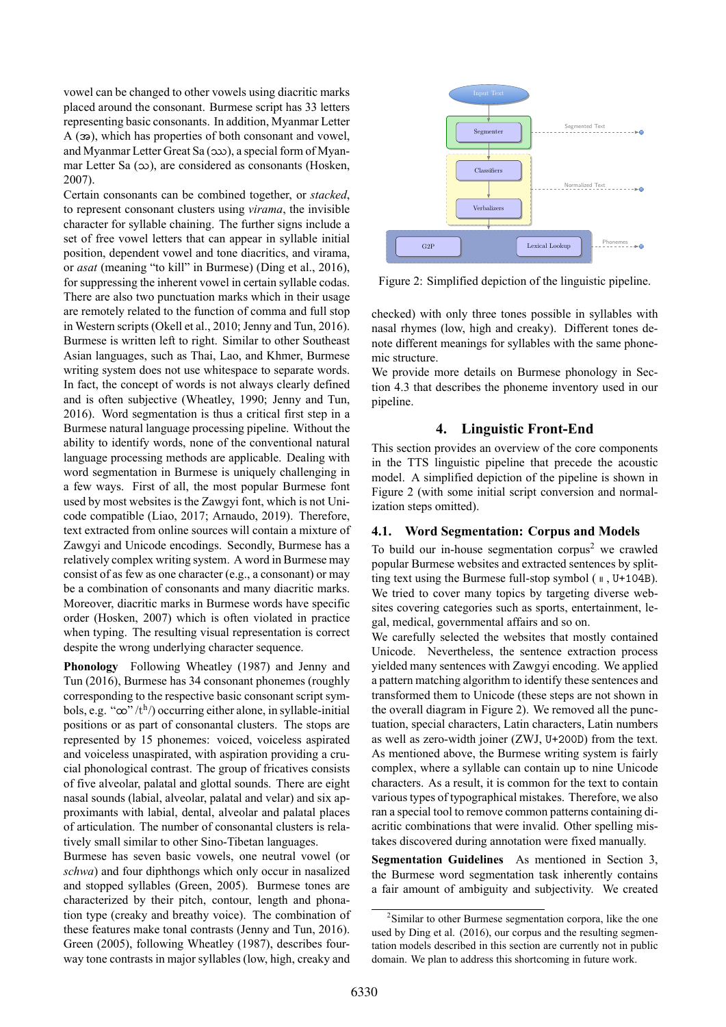vowel can be changed to other vowels using diacritic marks placed around the consonant. Burmese script has 33 letters representing basic consonants. In addition, Myanmar Letter A (အ), which has properties of both consonant and vowel, and Myanmar Letter Great Sa (ဿ), a special form of Myanmar Letter Sa (သ), are considered as consonants (Hosken, 2007).

Certain consonants can be combined together, or *stacked*, to represent consonant clusters using *virama*, the invisible character for syllable chaining. The further signs include a set of free vowel letters that can appear in syllable initial position, dependent vowel and tone diacritics, and virama, or *asat* (meaning "to kill" in Burmese) (Ding et al., 2016), for suppressing the inherent vowel in certain syllable codas. There are also two punctuation marks which in their usage are remotely related to the function of comma and full stop in Western scripts (Okell et al., 2010; Jenny and Tun, 2016). Burmese is written left to right. Similar to other Southeast Asian languages, such as Thai, Lao, and Khmer, Burmese writing system does not use whitespace to separate words. In fact, the concept of words is not always clearly defined and is often subjective (Wheatley, 1990; Jenny and Tun, 2016). Word segmentation is thus a critical first step in a Burmese natural language processing pipeline. Without the ability to identify words, none of the conventional natural language processing methods are applicable. Dealing with word segmentation in Burmese is uniquely challenging in a few ways. First of all, the most popular Burmese font used by most websites is the Zawgyi font, which is not Unicode compatible (Liao, 2017; Arnaudo, 2019). Therefore, text extracted from online sources will contain a mixture of Zawgyi and Unicode encodings. Secondly, Burmese has a relatively complex writing system. A word in Burmese may consist of as few as one character (e.g., a consonant) or may be a combination of consonants and many diacritic marks. Moreover, diacritic marks in Burmese words have specific order (Hosken, 2007) which is often violated in practice when typing. The resulting visual representation is correct despite the wrong underlying character sequence.

**Phonology** Following Wheatley (1987) and Jenny and Tun (2016), Burmese has 34 consonant phonemes (roughly corresponding to the respective basic consonant script symbols, e.g. "ထ" /$t^h$/) occurring either alone, in syllable-initial positions or as part of consonantal clusters. The stops are represented by 15 phonemes: voiced, voiceless aspirated and voiceless unaspirated, with aspiration providing a crucial phonological contrast. The group of fricatives consists of five alveolar, palatal and glottal sounds. There are eight nasal sounds (labial, alveolar, palatal and velar) and six approximants with labial, dental, alveolar and palatal places of articulation. The number of consonantal clusters is relatively small similar to other Sino-Tibetan languages.

Burmese has seven basic vowels, one neutral vowel (or *schwa*) and four diphthongs which only occur in nasalized and stopped syllables (Green, 2005). Burmese tones are characterized by their pitch, contour, length and phonation type (creaky and breathy voice). The combination of these features make tonal contrasts (Jenny and Tun, 2016). Green (2005), following Wheatley (1987), describes four-way tone contrasts in major syllables (low, high, creaky and checked) with only three tones possible in syllables with nasal rhymes (low, high and creaky). Different tones denote different meanings for syllables with the same phonemic structure.

We provide more details on Burmese phonology in Section 4.3 that describes the phoneme inventory used in our pipeline.

Figure 2: Simplified depiction of the linguistic pipeline.

## 4. Linguistic Front-End

This section provides an overview of the core components in the TTS linguistic pipeline that precede the acoustic model. A simplified depiction of the pipeline is shown in Figure 2 (with some initial script conversion and normalization steps omitted).

### 4.1. Word Segmentation: Corpus and Models

To build our in-house segmentation corpus[2] we crawled popular Burmese websites and extracted sentences by splitting text using the Burmese full-stop symbol ( ။ , U+104B). We tried to cover many topics by targeting diverse websites covering categories such as sports, entertainment, legal, medical, governmental affairs and so on.

We carefully selected the websites that mostly contained Unicode. Nevertheless, the sentence extraction process yielded many sentences with Zawgyi encoding. We applied a pattern matching algorithm to identify these sentences and transformed them to Unicode (these steps are not shown in the overall diagram in Figure 2). We removed all the punctuation, special characters, Latin characters, Latin numbers as well as zero-width joiner (ZWJ, U+200D) from the text. As mentioned above, the Burmese writing system is fairly complex, where a syllable can contain up to nine Unicode characters. As a result, it is common for the text to contain various types of typographical mistakes. Therefore, we also ran a special tool to remove common patterns containing diacritic combinations that were invalid. Other spelling mistakes discovered during annotation were fixed manually.

**Segmentation Guidelines** As mentioned in Section 3, the Burmese word segmentation task inherently contains a fair amount of ambiguity and subjectivity. We created

[2] Similar to other Burmese segmentation corpora, like the one used by Ding et al. (2016), our corpus and the resulting segmentation models described in this section are currently not in public domain. We plan to address this shortcoming in future work.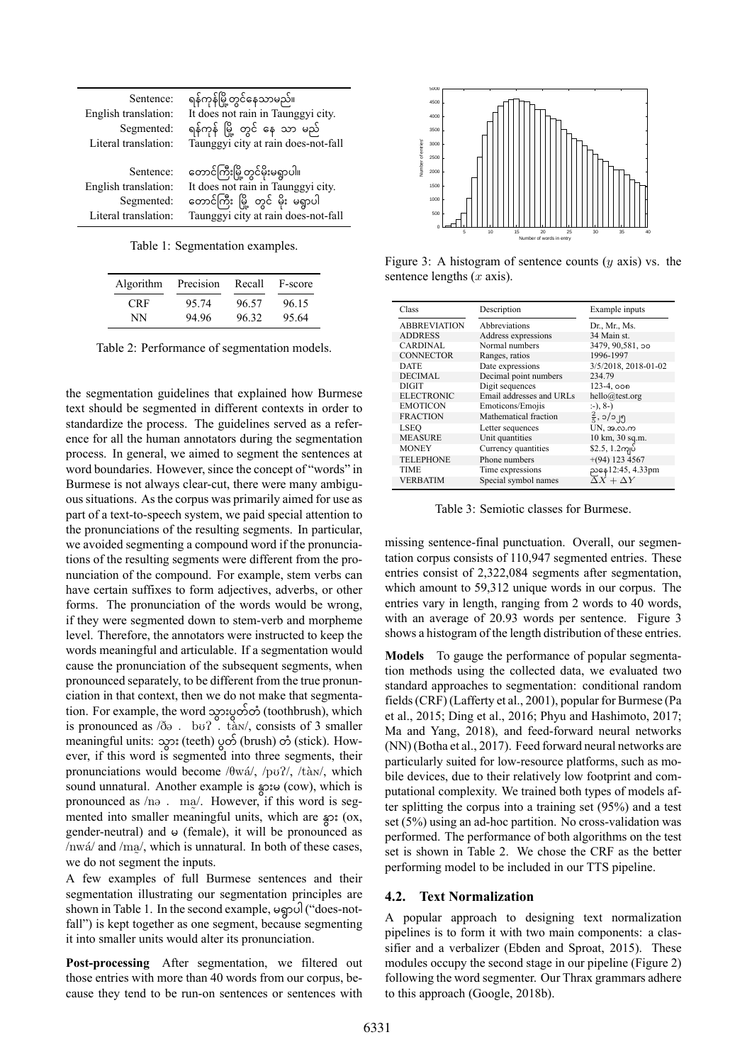| | |
|---|---|
| Sentence: | ရန်ကုန်မြို့တွင်နေသာမည်။ |
| English translation: | It does not rain in Taunggyi city. |
| Segmented: | ရန်ကုန် မြို့ တွင် နေ သာ မည် |
| Literal translation: | Taunggyi city at rain does-not-fall |
| | |
| Sentence: | တောင်ကြီးမြို့တွင်မိုးမရွာပါ။ |
| English translation: | It does not rain in Taunggyi city. |
| Segmented: | တောင်ကြီး မြို့ တွင် မိုး မရွာပါ |
| Literal translation: | Taunggyi city at rain does-not-fall |

Table 1: Segmentation examples.

| Algorithm | Precision | Recall | F-score |
|---|---|---|---|
| CRF | 95.74 | 96.57 | 96.15 |
| NN | 94.96 | 96.32 | 95.64 |

Table 2: Performance of segmentation models.

the segmentation guidelines that explained how Burmese text should be segmented in different contexts in order to standardize the process. The guidelines served as a reference for all the human annotators during the segmentation process. In general, we aimed to segment the sentences at word boundaries. However, since the concept of "words" in Burmese is not always clear-cut, there were many ambiguous situations. As the corpus was primarily aimed for use as part of a text-to-speech system, we paid special attention to the pronunciations of the resulting segments. In particular, we avoided segmenting a compound word if the pronunciations of the resulting segments were different from the pronunciation of the compound. For example, stem verbs can have certain suffixes to form adjectives, adverbs, or other forms. The pronunciation of the words would be wrong, if they were segmented down to stem-verb and morpheme level. Therefore, the annotators were instructed to keep the words meaningful and articulable. If a segmentation would cause the pronunciation of the subsequent segments, when pronounced separately, to be different from the true pronunciation in that context, then we do not make that segmentation. For example, the word သွားပွတ်တံ (toothbrush), which is pronounced as /ðə . bʊʔ . tàɴ/, consists of 3 smaller meaningful units: သွား (teeth) ပွတ် (brush) တံ (stick). However, if this word is segmented into three segments, their pronunciations would become /θwá/, /pʊʔ/, /tàɴ/, which sound unnatural. Another example is နွားမ (cow), which is pronounced as /nə . ma̰/. However, if this word is segmented into smaller meaningful units, which are နွား (ox, gender-neutral) and မ (female), it will be pronounced as /nwá/ and /ma̰/, which is unnatural. In both of these cases, we do not segment the inputs.

A few examples of full Burmese sentences and their segmentation illustrating our segmentation principles are shown in Table 1. In the second example, မရွာပါ ("does-not-fall") is kept together as one segment, because segmenting it into smaller units would alter its pronunciation.

**Post-processing** After segmentation, we filtered out those entries with more than 40 words from our corpus, because they tend to be run-on sentences or sentences with missing sentence-final punctuation. Overall, our segmentation corpus consists of 110,947 segmented entries. These entries consist of 2,322,084 segments after segmentation, which amount to 59,312 unique words in our corpus. The entries vary in length, ranging from 2 words to 40 words, with an average of 20.93 words per sentence. Figure 3 shows a histogram of the length distribution of these entries.

Figure 3: A histogram of sentence counts ($y$ axis) vs. the sentence lengths ($x$ axis).

| Class | Description | Example inputs |
|---|---|---|
| ABBREVIATION | Abbreviations | Dr., Mr., Ms. |
| ADDRESS | Address expressions | 34 Main st. |
| CARDINAL | Normal numbers | 3479, 90,581, ၁၀ |
| CONNECTOR | Ranges, ratios | 1996-1997 |
| DATE | Date expressions | 3/5/2018, 2018-01-02 |
| DECIMAL | Decimal point numbers | 234.79 |
| DIGIT | Digit sequences | 123-4, ၀၀၈ |
| ELECTRONIC | Email addresses and URLs | hello@test.org |
| EMOTICON | Emoticons/Emojis | :-), 8-) |
| FRACTION | Mathematical fraction | $\frac{2}{5}$, ၁/၁၂၅ |
| LSEQ | Letter sequences | UN, အ.လ.က |
| MEASURE | Unit quantities | 10 km, 30 sq.m. |
| MONEY | Currency quantities | \$2.5, 1.2ကျပ် |
| TELEPHONE | Phone numbers | +(94) 123 4567 |
| TIME | Time expressions | ညနေ12:45, 4.33pm |
| VERBATIM | Special symbol names | $\Delta X + \Delta Y$ |

Table 3: Semiotic classes for Burmese.

**Models** To gauge the performance of popular segmentation methods using the collected data, we evaluated two standard approaches to segmentation: conditional random fields (CRF) (Lafferty et al., 2001), popular for Burmese (Pa et al., 2015; Ding et al., 2016; Phyu and Hashimoto, 2017; Ma and Yang, 2018), and feed-forward neural networks (NN) (Botha et al., 2017). Feed forward neural networks are particularly suited for low-resource platforms, such as mobile devices, due to their relatively low footprint and computational complexity. We trained both types of models after splitting the corpus into a training set (95%) and a test set (5%) using an ad-hoc partition. No cross-validation was performed. The performance of both algorithms on the test set is shown in Table 2. We chose the CRF as the better performing model to be included in our TTS pipeline.

## 4.2. Text Normalization

A popular approach to designing text normalization pipelines is to form it with two main components: a classifier and a verbalizer (Ebden and Sproat, 2015). These modules occupy the second stage in our pipeline (Figure 2) following the word segmenter. Our Thrax grammars adhere to this approach (Google, 2018b).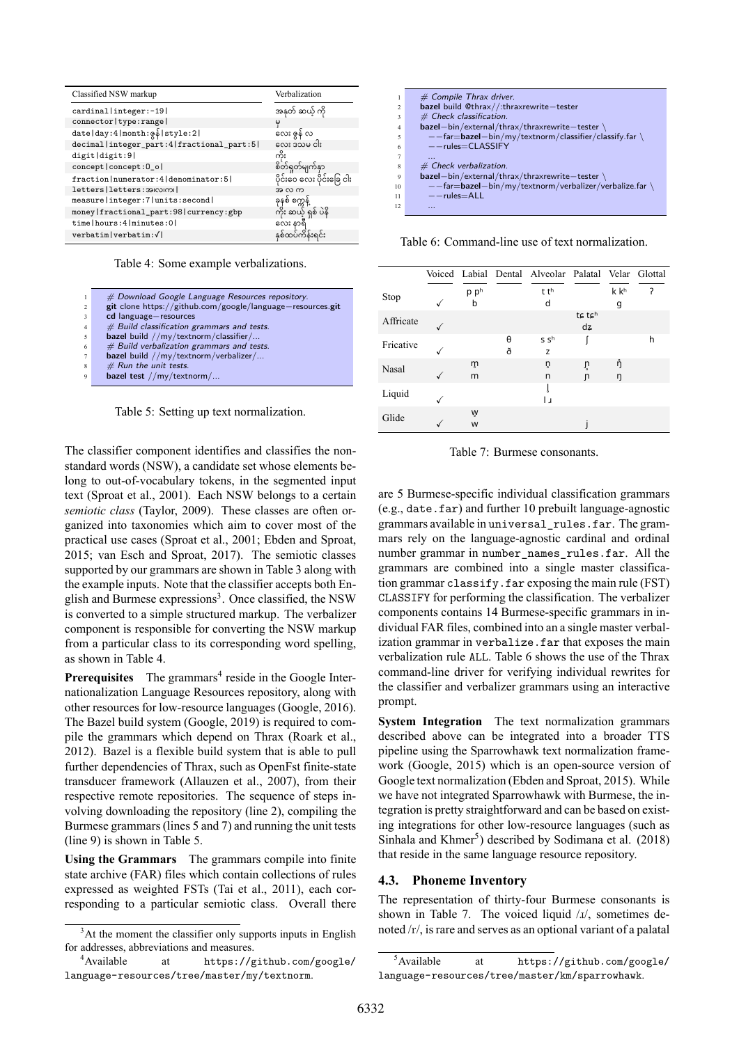| Classified NSW markup | Verbalization |
| --- | --- |
| `cardinal\|integer:-19\|` | အနုတ် ဆယ့် ကို |
| `connector\|type:range\|` | မှ |
| `date\|day:4\|month:ဇွန်\|style:2\|` | လေး ဇွန် လ |
| `decimal\|integer_part:4\|fractional_part:5\|` | လေး ဒသမ ငါး |
| `digit\|digit:9\|` | ကိုး |
| `concept\|concept:0_o\|` | စိတ်ရှုတ်မျက်နှာ |
| `fraction\|numerator:4\|denominator:5\|` | ပိုင်းဝေ လေး ပိုင်းခြေ ငါး |
| `letters\|letters:အလကာ\|` | အ လ က |
| `measure\|integer:7\|units:second\|` | ခုနစ် စက္ကန့် |
| `money\|fractional_part:98\|currency:gbp` | ကိုး ဆယ့် ရှစ် ပဲနီ |
| `time\|hours:4\|minutes:0\|` | လေး နာရီ |
| `verbatim\|verbatim:√\|` | နှစ်ထပ်ကိန်းရင်း |

Table 4: Some example verbalizations.

```
1  # Download Google Language Resources repository.
2  git clone https://github.com/google/language-resources.git
3  cd language-resources
4  # Build classification grammars and tests.
5  bazel build //my/textnorm/classifier/...
6  # Build verbalization grammars and tests.
7  bazel build //my/textnorm/verbalizer/...
8  # Run the unit tests.
9  bazel test //my/textnorm/...
```

Table 5: Setting up text normalization.

The classifier component identifies and classifies the non-standard words (NSW), a candidate set whose elements belong to out-of-vocabulary tokens, in the segmented input text (Sproat et al., 2001). Each NSW belongs to a certain *semiotic class* (Taylor, 2009). These classes are often organized into taxonomies which aim to cover most of the practical use cases (Sproat et al., 2001; Ebden and Sproat, 2015; van Esch and Sproat, 2017). The semiotic classes supported by our grammars are shown in Table 3 along with the example inputs. Note that the classifier accepts both English and Burmese expressions[3]. Once classified, the NSW is converted to a simple structured markup. The verbalizer component is responsible for converting the NSW markup from a particular class to its corresponding word spelling, as shown in Table 4.

**Prerequisites** The grammars[4] reside in the Google Internationalization Language Resources repository, along with other resources for low-resource languages (Google, 2016). The Bazel build system (Google, 2019) is required to compile the grammars which depend on Thrax (Roark et al., 2012). Bazel is a flexible build system that is able to pull further dependencies of Thrax, such as OpenFst finite-state transducer framework (Allauzen et al., 2007), from their respective remote repositories. The sequence of steps involving downloading the repository (line 2), compiling the Burmese grammars (lines 5 and 7) and running the unit tests (line 9) is shown in Table 5.

**Using the Grammars** The grammars compile into finite state archive (FAR) files which contain collections of rules expressed as weighted FSTs (Tai et al., 2011), each corresponding to a particular semiotic class. Overall there are 5 Burmese-specific individual classification grammars (e.g., `date.far`) and further 10 prebuilt language-agnostic grammars available in `universal_rules.far`. The grammars rely on the language-agnostic cardinal and ordinal number grammar in `number_names_rules.far`. All the grammars are combined into a single master classification grammar `classify.far` exposing the main rule (FST) `CLASSIFY` for performing the classification. The verbalizer components contains 14 Burmese-specific grammars in individual FAR files, combined into a single master verbalization grammar in `verbalize.far` that exposes the main verbalization rule `ALL`. Table 6 shows the use of the Thrax command-line driver for verifying individual rewrites for the classifier and verbalizer grammars using an interactive prompt.

[3]At the moment the classifier only supports inputs in English for addresses, abbreviations and measures.

[4]Available at https://github.com/google/language-resources/tree/master/my/textnorm.

```
1   # Compile Thrax driver.
2   bazel build @thrax//:thraxrewrite-tester
3   # Check classification.
4   bazel-bin/external/thrax/thraxrewrite-tester \
5       --far=bazel-bin/my/textnorm/classifier/classify.far \
6       --rules=CLASSIFY
7       ...
8   # Check verbalization.
9   bazel-bin/external/thrax/thraxrewrite-tester \
10      --far=bazel-bin/my/textnorm/verbalizer/verbalize.far \
11      --rules=ALL
12      ...
```

Table 6: Command-line use of text normalization.

|  | Voiced | Labial | Dental | Alveolar | Palatal | Velar | Glottal |
| --- | --- | --- | --- | --- | --- | --- | --- |
| Stop |  | p pʰ |  | t tʰ |  | k kʰ | ʔ |
|  | ✓ | b |  | d |  | g |  |
| Affricate |  |  |  |  | tɕ tɕʰ |  |  |
|  | ✓ |  |  |  | dʑ |  |  |
| Fricative |  |  | θ | s sʰ | ʃ |  | h |
|  | ✓ |  | ð | z |  |  |  |
| Nasal |  | m̥ |  | n̥ | ɲ̊ | ŋ̊ |  |
|  | ✓ | m |  | n | ɲ | ŋ |  |
| Liquid |  |  |  | l̥ |  |  |  |
|  | ✓ |  |  | l ɹ |  |  |  |
| Glide |  | w̥ |  |  |  |  |  |
|  | ✓ | w |  |  | j |  |  |

Table 7: Burmese consonants.

**System Integration** The text normalization grammars described above can be integrated into a broader TTS pipeline using the Sparrowhawk text normalization framework (Google, 2015) which is an open-source version of Google text normalization (Ebden and Sproat, 2015). While we have not integrated Sparrowhawk with Burmese, the integration is pretty straightforward and can be based on existing integrations for other low-resource languages (such as Sinhala and Khmer[5]) described by Sodimana et al. (2018) that reside in the same language resource repository.

## 4.3. Phoneme Inventory

The representation of thirty-four Burmese consonants is shown in Table 7. The voiced liquid /ɹ/, sometimes denoted /r/, is rare and serves as an optional variant of a palatal

[5]Available at https://github.com/google/language-resources/tree/master/km/sparrowhawk.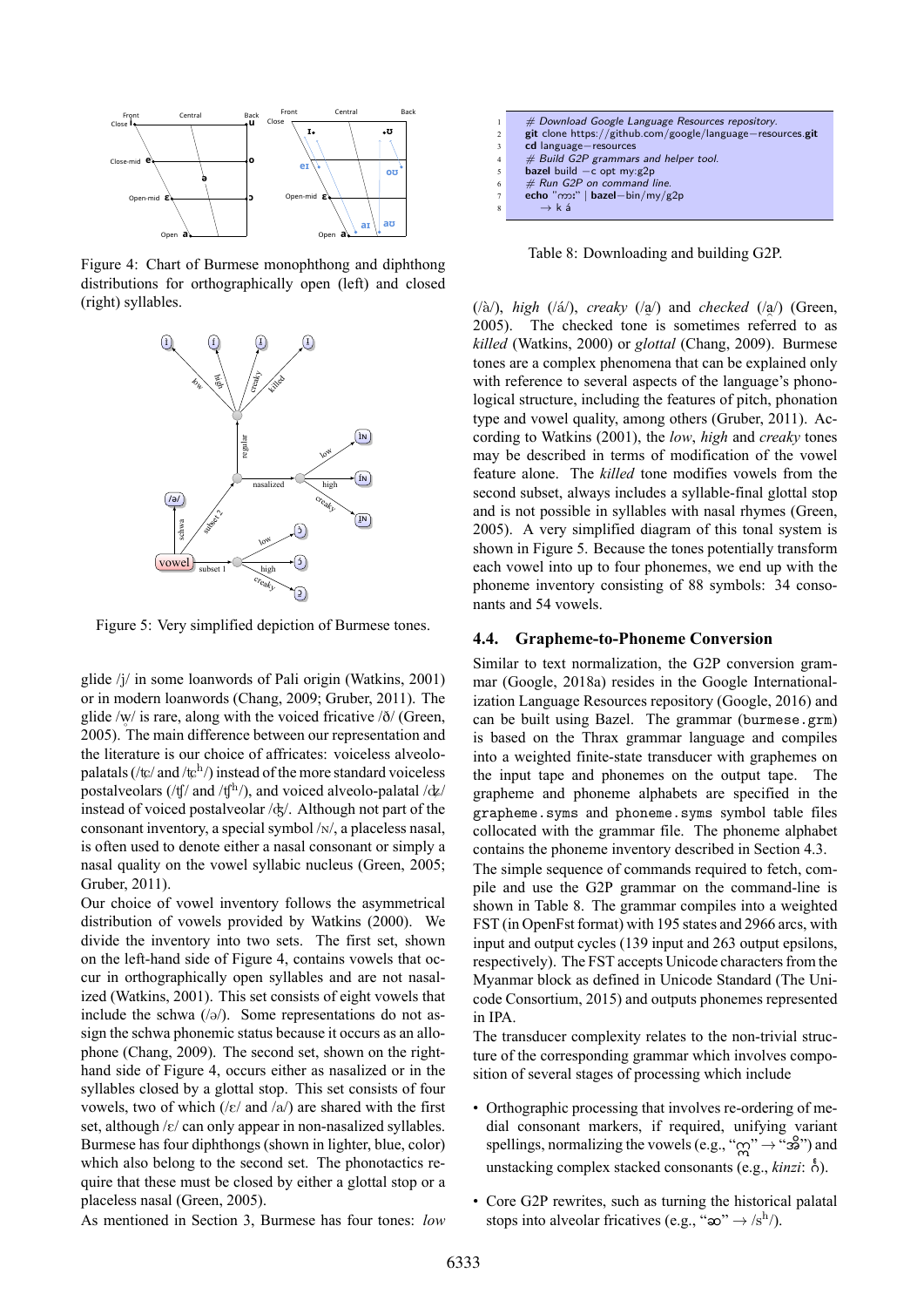Figure 4: Chart of Burmese monophthong and diphthong distributions for orthographically open (left) and closed (right) syllables.

Figure 5: Very simplified depiction of Burmese tones.

glide /j/ in some loanwords of Pali origin (Watkins, 2001) or in modern loanwords (Chang, 2009; Gruber, 2011). The glide /w̥/ is rare, along with the voiced fricative /ð/ (Green, 2005). The main difference between our representation and the literature is our choice of affricates: voiceless alveolo-palatals (/tɕ/ and /tɕʰ/) instead of the more standard voiceless postalveolars (/tʃ/ and /tʃʰ/), and voiced alveolo-palatal /dʑ/ instead of voiced postalveolar /dʒ/. Although not part of the consonant inventory, a special symbol /ɴ/, a placeless nasal, is often used to denote either a nasal consonant or simply a nasal quality on the vowel syllabic nucleus (Green, 2005; Gruber, 2011).

Our choice of vowel inventory follows the asymmetrical distribution of vowels provided by Watkins (2000). We divide the inventory into two sets. The first set, shown on the left-hand side of Figure 4, contains vowels that occur in orthographically open syllables and are not nasalized (Watkins, 2001). This set consists of eight vowels that include the schwa (/ə/). Some representations do not assign the schwa phonemic status because it occurs as an allophone (Chang, 2009). The second set, shown on the right-hand side of Figure 4, occurs either as nasalized or in the syllables closed by a glottal stop. This set consists of four vowels, two of which (/ɛ/ and /a/) are shared with the first set, although /ɛ/ can only appear in non-nasalized syllables. Burmese has four diphthongs (shown in lighter, blue, color) which also belong to the second set. The phonotactics require that these must be closed by either a glottal stop or a placeless nasal (Green, 2005).

As mentioned in Section 3, Burmese has four tones: *low* (/à/), *high* (/á/), *creaky* (/a̰/) and *checked* (/a̰/) (Green, 2005). The checked tone is sometimes referred to as *killed* (Watkins, 2000) or *glottal* (Chang, 2009). Burmese tones are a complex phenomena that can be explained only with reference to several aspects of the language's phonological structure, including the features of pitch, phonation type and vowel quality, among others (Gruber, 2011). According to Watkins (2001), the *low*, *high* and *creaky* tones may be described in terms of modification of the vowel feature alone. The *killed* tone modifies vowels from the second subset, always includes a syllable-final glottal stop and is not possible in syllables with nasal rhymes (Green, 2005). A very simplified diagram of this tonal system is shown in Figure 5. Because the tones potentially transform each vowel into up to four phonemes, we end up with the phoneme inventory consisting of 88 symbols: 34 consonants and 54 vowels.

## 4.4. Grapheme-to-Phoneme Conversion

Similar to text normalization, the G2P conversion grammar (Google, 2018a) resides in the Google Internationalization Language Resources repository (Google, 2016) and can be built using Bazel. The grammar (`burmese.grm`) is based on the Thrax grammar language and compiles into a weighted finite-state transducer with graphemes on the input tape and phonemes on the output tape. The grapheme and phoneme alphabets are specified in the `grapheme.syms` and `phoneme.syms` symbol table files collocated with the grammar file. The phoneme alphabet contains the phoneme inventory described in Section 4.3.

The simple sequence of commands required to fetch, compile and use the G2P grammar on the command-line is shown in Table 8. The grammar compiles into a weighted FST (in OpenFst format) with 195 states and 2966 arcs, with input and output cycles (139 input and 263 output epsilons, respectively). The FST accepts Unicode characters from the Myanmar block as defined in Unicode Standard (The Unicode Consortium, 2015) and outputs phonemes represented in IPA.

```
1  # Download Google Language Resources repository.
2  git clone https://github.com/google/language-resources.git
3  cd language-resources
4  # Build G2P grammars and helper tool.
5  bazel build -c opt my:g2p
6  # Run G2P on command line.
7  echo "ကား" | bazel-bin/my/g2p
8     → k á
```

Table 8: Downloading and building G2P.

The transducer complexity relates to the non-trivial structure of the corresponding grammar which involves composition of several stages of processing which include

- Orthographic processing that involves re-ordering of medial consonant markers, if required, unifying variant spellings, normalizing the vowels (e.g., "ဉ" → "ဥ") and unstacking complex stacked consonants (e.g., *kinzi*: င်္).
- Core G2P rewrites, such as turning the historical palatal stops into alveolar fricatives (e.g., "ဆ" → /sʰ/).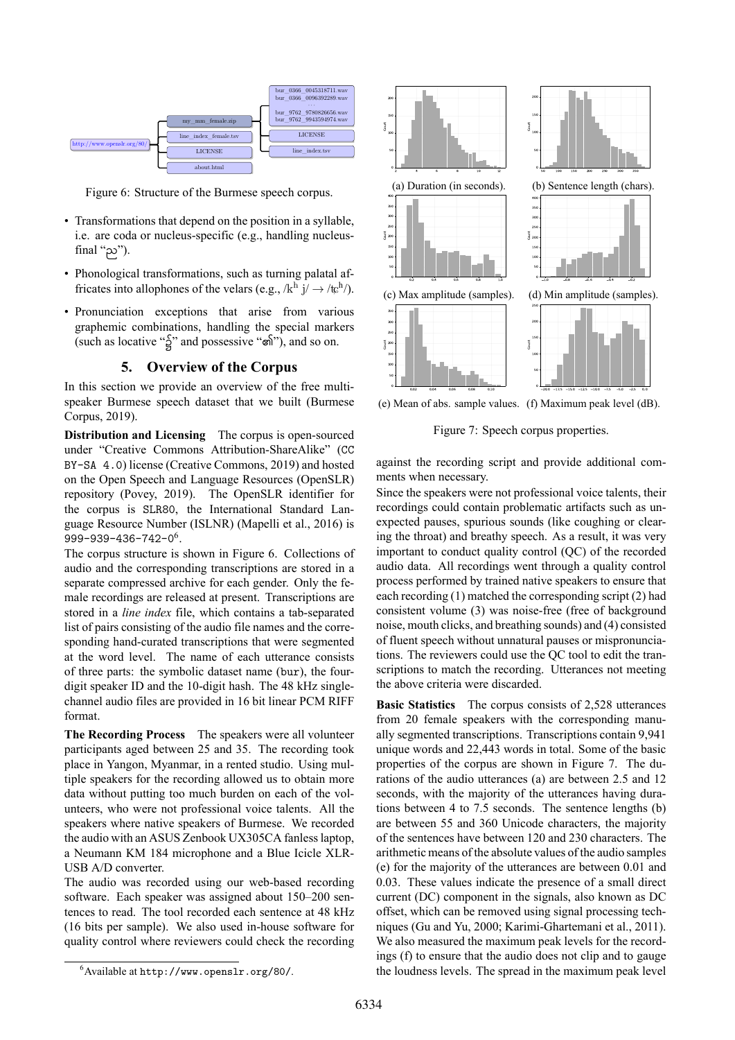Figure 6: Structure of the Burmese speech corpus.

- Transformations that depend on the position in a syllable, i.e. are coda or nucleus-specific (e.g., handling nucleus-final "ည").
- Phonological transformations, such as turning palatal affricates into allophones of the velars (e.g., /kʰ j/ → /tɕʰ/).
- Pronunciation exceptions that arise from various graphemic combinations, handling the special markers (such as locative "၌" and possessive "၏"), and so on.

## 5. Overview of the Corpus

In this section we provide an overview of the free multi-speaker Burmese speech dataset that we built (Burmese Corpus, 2019).

**Distribution and Licensing** The corpus is open-sourced under "Creative Commons Attribution-ShareAlike" (CC BY-SA 4.0) license (Creative Commons, 2019) and hosted on the Open Speech and Language Resources (OpenSLR) repository (Povey, 2019). The OpenSLR identifier for the corpus is SLR80, the International Standard Language Resource Number (ISLNR) (Mapelli et al., 2016) is 999-939-436-742-0[6].

The corpus structure is shown in Figure 6. Collections of audio and the corresponding transcriptions are stored in a separate compressed archive for each gender. Only the female recordings are released at present. Transcriptions are stored in a *line index* file, which contains a tab-separated list of pairs consisting of the audio file names and the corresponding hand-curated transcriptions that were segmented at the word level. The name of each utterance consists of three parts: the symbolic dataset name (bur), the four-digit speaker ID and the 10-digit hash. The 48 kHz single-channel audio files are provided in 16 bit linear PCM RIFF format.

**The Recording Process** The speakers were all volunteer participants aged between 25 and 35. The recording took place in Yangon, Myanmar, in a rented studio. Using multiple speakers for the recording allowed us to obtain more data without putting too much burden on each of the volunteers, who were not professional voice talents. All the speakers where native speakers of Burmese. We recorded the audio with an ASUS Zenbook UX305CA fanless laptop, a Neumann KM 184 microphone and a Blue Icicle XLR-USB A/D converter.

The audio was recorded using our web-based recording software. Each speaker was assigned about 150–200 sentences to read. The tool recorded each sentence at 48 kHz (16 bits per sample). We also used in-house software for quality control where reviewers could check the recording against the recording script and provide additional comments when necessary.

[6] Available at http://www.openslr.org/80/.

(a) Duration (in seconds). (b) Sentence length (chars).

(c) Max amplitude (samples). (d) Min amplitude (samples).

(e) Mean of abs. sample values. (f) Maximum peak level (dB).

Figure 7: Speech corpus properties.

Since the speakers were not professional voice talents, their recordings could contain problematic artifacts such as unexpected pauses, spurious sounds (like coughing or clearing the throat) and breathy speech. As a result, it was very important to conduct quality control (QC) of the recorded audio data. All recordings went through a quality control process performed by trained native speakers to ensure that each recording (1) matched the corresponding script (2) had consistent volume (3) was noise-free (free of background noise, mouth clicks, and breathing sounds) and (4) consisted of fluent speech without unnatural pauses or mispronunciations. The reviewers could use the QC tool to edit the transcriptions to match the recording. Utterances not meeting the above criteria were discarded.

**Basic Statistics** The corpus consists of 2,528 utterances from 20 female speakers with the corresponding manually segmented transcriptions. Transcriptions contain 9,941 unique words and 22,443 words in total. Some of the basic properties of the corpus are shown in Figure 7. The durations of the audio utterances (a) are between 2.5 and 12 seconds, with the majority of the utterances having durations between 4 to 7.5 seconds. The sentence lengths (b) are between 55 and 360 Unicode characters, the majority of the sentences have between 120 and 230 characters. The arithmetic means of the absolute values of the audio samples (e) for the majority of the utterances are between 0.01 and 0.03. These values indicate the presence of a small direct current (DC) component in the signals, also known as DC offset, which can be removed using signal processing techniques (Gu and Yu, 2000; Karimi-Ghartemani et al., 2011). We also measured the maximum peak levels for the recordings (f) to ensure that the audio does not clip and to gauge the loudness levels. The spread in the maximum peak level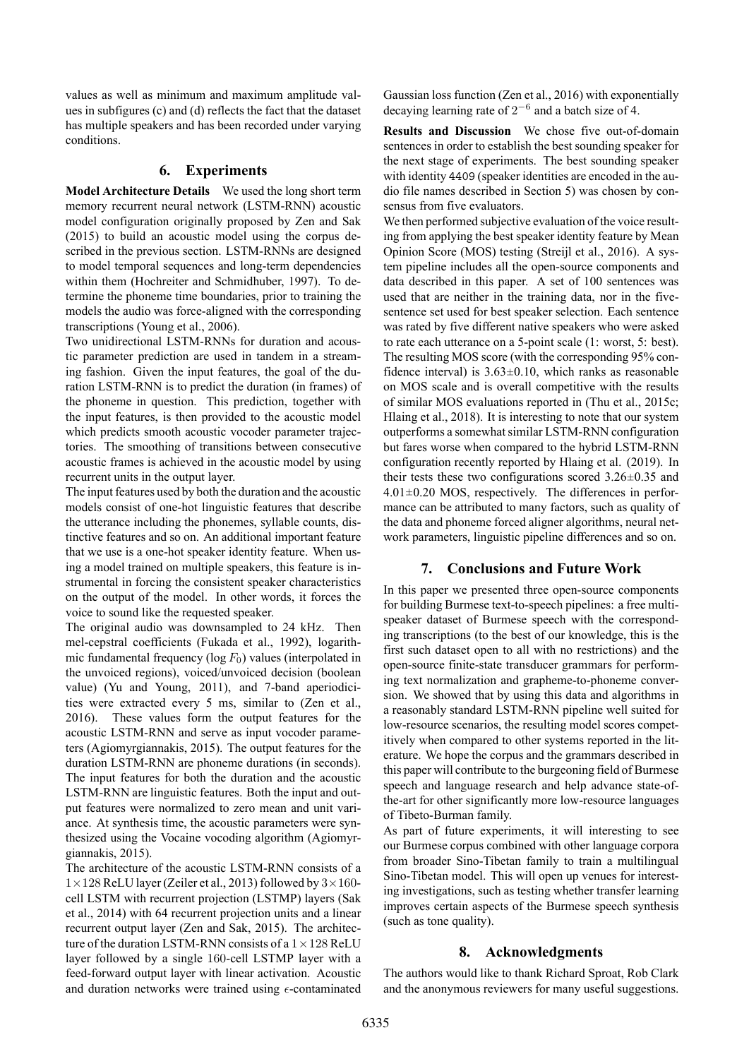values as well as minimum and maximum amplitude values in subfigures (c) and (d) reflects the fact that the dataset has multiple speakers and has been recorded under varying conditions.

## 6. Experiments

**Model Architecture Details** We used the long short term memory recurrent neural network (LSTM-RNN) acoustic model configuration originally proposed by Zen and Sak (2015) to build an acoustic model using the corpus described in the previous section. LSTM-RNNs are designed to model temporal sequences and long-term dependencies within them (Hochreiter and Schmidhuber, 1997). To determine the phoneme time boundaries, prior to training the models the audio was force-aligned with the corresponding transcriptions (Young et al., 2006).

Two unidirectional LSTM-RNNs for duration and acoustic parameter prediction are used in tandem in a streaming fashion. Given the input features, the goal of the duration LSTM-RNN is to predict the duration (in frames) of the phoneme in question. This prediction, together with the input features, is then provided to the acoustic model which predicts smooth acoustic vocoder parameter trajectories. The smoothing of transitions between consecutive acoustic frames is achieved in the acoustic model by using recurrent units in the output layer.

The input features used by both the duration and the acoustic models consist of one-hot linguistic features that describe the utterance including the phonemes, syllable counts, distinctive features and so on. An additional important feature that we use is a one-hot speaker identity feature. When using a model trained on multiple speakers, this feature is instrumental in forcing the consistent speaker characteristics on the output of the model. In other words, it forces the voice to sound like the requested speaker.

The original audio was downsampled to 24 kHz. Then mel-cepstral coefficients (Fukada et al., 1992), logarithmic fundamental frequency ($\log F_0$) values (interpolated in the unvoiced regions), voiced/unvoiced decision (boolean value) (Yu and Young, 2011), and 7-band aperiodicities were extracted every 5 ms, similar to (Zen et al., 2016). These values form the output features for the acoustic LSTM-RNN and serve as input vocoder parameters (Agiomyrgiannakis, 2015). The output features for the duration LSTM-RNN are phoneme durations (in seconds). The input features for both the duration and the acoustic LSTM-RNN are linguistic features. Both the input and output features were normalized to zero mean and unit variance. At synthesis time, the acoustic parameters were synthesized using the Vocaine vocoding algorithm (Agiomyrgiannakis, 2015).

The architecture of the acoustic LSTM-RNN consists of a $1\times128$ ReLU layer (Zeiler et al., 2013) followed by $3\times160$-cell LSTM with recurrent projection (LSTMP) layers (Sak et al., 2014) with 64 recurrent projection units and a linear recurrent output layer (Zen and Sak, 2015). The architecture of the duration LSTM-RNN consists of a $1\times128$ ReLU layer followed by a single 160-cell LSTMP layer with a feed-forward output layer with linear activation. Acoustic and duration networks were trained using $\epsilon$-contaminated Gaussian loss function (Zen et al., 2016) with exponentially decaying learning rate of $2^{-6}$ and a batch size of 4.

**Results and Discussion** We chose five out-of-domain sentences in order to establish the best sounding speaker for the next stage of experiments. The best sounding speaker with identity 4409 (speaker identities are encoded in the audio file names described in Section 5) was chosen by consensus from five evaluators.

We then performed subjective evaluation of the voice resulting from applying the best speaker identity feature by Mean Opinion Score (MOS) testing (Streijl et al., 2016). A system pipeline includes all the open-source components and data described in this paper. A set of 100 sentences was used that are neither in the training data, nor in the five-sentence set used for best speaker selection. Each sentence was rated by five different native speakers who were asked to rate each utterance on a 5-point scale (1: worst, 5: best). The resulting MOS score (with the corresponding 95% confidence interval) is $3.63\pm0.10$, which ranks as reasonable on MOS scale and is overall competitive with the results of similar MOS evaluations reported in (Thu et al., 2015c; Hlaing et al., 2018). It is interesting to note that our system outperforms a somewhat similar LSTM-RNN configuration but fares worse when compared to the hybrid LSTM-RNN configuration recently reported by Hlaing et al. (2019). In their tests these two configurations scored $3.26\pm0.35$ and $4.01\pm0.20$ MOS, respectively. The differences in performance can be attributed to many factors, such as quality of the data and phoneme forced aligner algorithms, neural network parameters, linguistic pipeline differences and so on.

## 7. Conclusions and Future Work

In this paper we presented three open-source components for building Burmese text-to-speech pipelines: a free multi-speaker dataset of Burmese speech with the corresponding transcriptions (to the best of our knowledge, this is the first such dataset open to all with no restrictions) and the open-source finite-state transducer grammars for performing text normalization and grapheme-to-phoneme conversion. We showed that by using this data and algorithms in a reasonably standard LSTM-RNN pipeline well suited for low-resource scenarios, the resulting model scores competitively when compared to other systems reported in the literature. We hope the corpus and the grammars described in this paper will contribute to the burgeoning field of Burmese speech and language research and help advance state-of-the-art for other significantly more low-resource languages of Tibeto-Burman family.

As part of future experiments, it will interesting to see our Burmese corpus combined with other language corpora from broader Sino-Tibetan family to train a multilingual Sino-Tibetan model. This will open up venues for interesting investigations, such as testing whether transfer learning improves certain aspects of the Burmese speech synthesis (such as tone quality).

## 8. Acknowledgments

The authors would like to thank Richard Sproat, Rob Clark and the anonymous reviewers for many useful suggestions.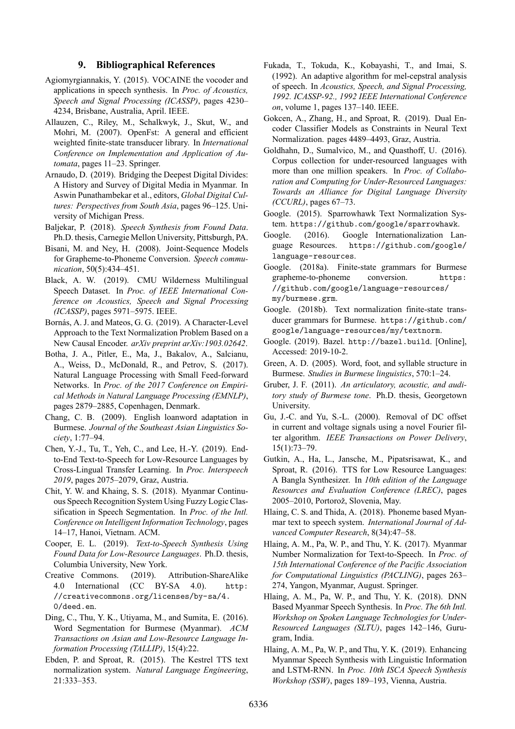## 9. Bibliographical References

Agiomyrgiannakis, Y. (2015). VOCAINE the vocoder and applications in speech synthesis. In *Proc. of Acoustics, Speech and Signal Processing (ICASSP)*, pages 4230–4234, Brisbane, Australia, April. IEEE.

Allauzen, C., Riley, M., Schalkwyk, J., Skut, W., and Mohri, M. (2007). OpenFst: A general and efficient weighted finite-state transducer library. In *International Conference on Implementation and Application of Automata*, pages 11–23. Springer.

Arnaudo, D. (2019). Bridging the Deepest Digital Divides: A History and Survey of Digital Media in Myanmar. In Aswin Punathambekar et al., editors, *Global Digital Cultures: Perspectives from South Asia*, pages 96–125. University of Michigan Press.

Baljekar, P. (2018). *Speech Synthesis from Found Data*. Ph.D. thesis, Carnegie Mellon University, Pittsburgh, PA.

Bisani, M. and Ney, H. (2008). Joint-Sequence Models for Grapheme-to-Phoneme Conversion. *Speech communication*, 50(5):434–451.

Black, A. W. (2019). CMU Wilderness Multilingual Speech Dataset. In *Proc. of IEEE International Conference on Acoustics, Speech and Signal Processing (ICASSP)*, pages 5971–5975. IEEE.

Bornás, A. J. and Mateos, G. G. (2019). A Character-Level Approach to the Text Normalization Problem Based on a New Causal Encoder. *arXiv preprint arXiv:1903.02642*.

Botha, J. A., Pitler, E., Ma, J., Bakalov, A., Salcianu, A., Weiss, D., McDonald, R., and Petrov, S. (2017). Natural Language Processing with Small Feed-forward Networks. In *Proc. of the 2017 Conference on Empirical Methods in Natural Language Processing (EMNLP)*, pages 2879–2885, Copenhagen, Denmark.

Chang, C. B. (2009). English loanword adaptation in Burmese. *Journal of the Southeast Asian Linguistics Society*, 1:77–94.

Chen, Y.-J., Tu, T., Yeh, C., and Lee, H.-Y. (2019). End-to-End Text-to-Speech for Low-Resource Languages by Cross-Lingual Transfer Learning. In *Proc. Interspeech 2019*, pages 2075–2079, Graz, Austria.

Chit, Y. W. and Khaing, S. S. (2018). Myanmar Continuous Speech Recognition System Using Fuzzy Logic Classification in Speech Segmentation. In *Proc. of the Intl. Conference on Intelligent Information Technology*, pages 14–17, Hanoi, Vietnam. ACM.

Cooper, E. L. (2019). *Text-to-Speech Synthesis Using Found Data for Low-Resource Languages*. Ph.D. thesis, Columbia University, New York.

Creative Commons. (2019). Attribution-ShareAlike 4.0 International (CC BY-SA 4.0). `http://creativecommons.org/licenses/by-sa/4.0/deed.en`.

Ding, C., Thu, Y. K., Utiyama, M., and Sumita, E. (2016). Word Segmentation for Burmese (Myanmar). *ACM Transactions on Asian and Low-Resource Language Information Processing (TALLIP)*, 15(4):22.

Ebden, P. and Sproat, R. (2015). The Kestrel TTS text normalization system. *Natural Language Engineering*, 21:333–353.

Fukada, T., Tokuda, K., Kobayashi, T., and Imai, S. (1992). An adaptive algorithm for mel-cepstral analysis of speech. In *Acoustics, Speech, and Signal Processing, 1992. ICASSP-92., 1992 IEEE International Conference on*, volume 1, pages 137–140. IEEE.

Gokcen, A., Zhang, H., and Sproat, R. (2019). Dual Encoder Classifier Models as Constraints in Neural Text Normalization. pages 4489–4493, Graz, Austria.

Goldhahn, D., Sumalvico, M., and Quasthoff, U. (2016). Corpus collection for under-resourced languages with more than one million speakers. In *Proc. of Collaboration and Computing for Under-Resourced Languages: Towards an Alliance for Digital Language Diversity (CCURL)*, pages 67–73.

Google. (2015). Sparrowhawk Text Normalization System. `https://github.com/google/sparrowhawk`.

Google. (2016). Google Internationalization Language Resources. `https://github.com/google/language-resources`.

Google. (2018a). Finite-state grammars for Burmese grapheme-to-phoneme conversion. `https://github.com/google/language-resources/my/burmese.grm`.

Google. (2018b). Text normalization finite-state transducer grammars for Burmese. `https://github.com/google/language-resources/my/textnorm`.

Google. (2019). Bazel. `http://bazel.build`. [Online], Accessed: 2019-10-2.

Green, A. D. (2005). Word, foot, and syllable structure in Burmese. *Studies in Burmese linguistics*, 570:1–24.

Gruber, J. F. (2011). *An articulatory, acoustic, and auditory study of Burmese tone*. Ph.D. thesis, Georgetown University.

Gu, J.-C. and Yu, S.-L. (2000). Removal of DC offset in current and voltage signals using a novel Fourier filter algorithm. *IEEE Transactions on Power Delivery*, 15(1):73–79.

Gutkin, A., Ha, L., Jansche, M., Pipatsrisawat, K., and Sproat, R. (2016). TTS for Low Resource Languages: A Bangla Synthesizer. In *10th edition of the Language Resources and Evaluation Conference (LREC)*, pages 2005–2010, Portorož, Slovenia, May.

Hlaing, C. S. and Thida, A. (2018). Phoneme based Myanmar text to speech system. *International Journal of Advanced Computer Research*, 8(34):47–58.

Hlaing, A. M., Pa, W. P., and Thu, Y. K. (2017). Myanmar Number Normalization for Text-to-Speech. In *Proc. of 15th International Conference of the Pacific Association for Computational Linguistics (PACLING)*, pages 263–274, Yangon, Myanmar, August. Springer.

Hlaing, A. M., Pa, W. P., and Thu, Y. K. (2018). DNN Based Myanmar Speech Synthesis. In *Proc. The 6th Intl. Workshop on Spoken Language Technologies for Under-Resourced Languages (SLTU)*, pages 142–146, Gurugram, India.

Hlaing, A. M., Pa, W. P., and Thu, Y. K. (2019). Enhancing Myanmar Speech Synthesis with Linguistic Information and LSTM-RNN. In *Proc. 10th ISCA Speech Synthesis Workshop (SSW)*, pages 189–193, Vienna, Austria.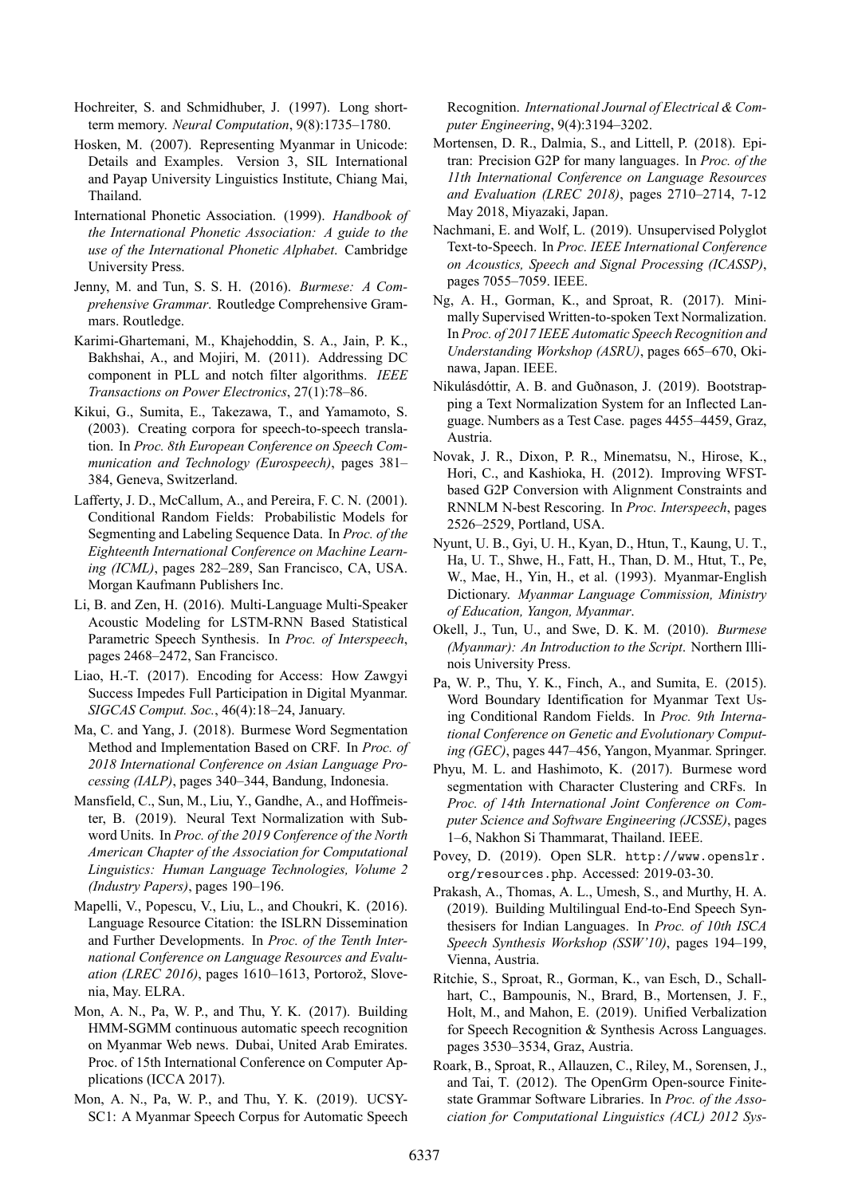Hochreiter, S. and Schmidhuber, J. (1997). Long short-term memory. *Neural Computation*, 9(8):1735–1780.

Hosken, M. (2007). Representing Myanmar in Unicode: Details and Examples. Version 3, SIL International and Payap University Linguistics Institute, Chiang Mai, Thailand.

International Phonetic Association. (1999). *Handbook of the International Phonetic Association: A guide to the use of the International Phonetic Alphabet*. Cambridge University Press.

Jenny, M. and Tun, S. S. H. (2016). *Burmese: A Comprehensive Grammar*. Routledge Comprehensive Grammars. Routledge.

Karimi-Ghartemani, M., Khajehoddin, S. A., Jain, P. K., Bakhshai, A., and Mojiri, M. (2011). Addressing DC component in PLL and notch filter algorithms. *IEEE Transactions on Power Electronics*, 27(1):78–86.

Kikui, G., Sumita, E., Takezawa, T., and Yamamoto, S. (2003). Creating corpora for speech-to-speech translation. In *Proc. 8th European Conference on Speech Communication and Technology (Eurospeech)*, pages 381–384, Geneva, Switzerland.

Lafferty, J. D., McCallum, A., and Pereira, F. C. N. (2001). Conditional Random Fields: Probabilistic Models for Segmenting and Labeling Sequence Data. In *Proc. of the Eighteenth International Conference on Machine Learning (ICML)*, pages 282–289, San Francisco, CA, USA. Morgan Kaufmann Publishers Inc.

Li, B. and Zen, H. (2016). Multi-Language Multi-Speaker Acoustic Modeling for LSTM-RNN Based Statistical Parametric Speech Synthesis. In *Proc. of Interspeech*, pages 2468–2472, San Francisco.

Liao, H.-T. (2017). Encoding for Access: How Zawgyi Success Impedes Full Participation in Digital Myanmar. *SIGCAS Comput. Soc.*, 46(4):18–24, January.

Ma, C. and Yang, J. (2018). Burmese Word Segmentation Method and Implementation Based on CRF. In *Proc. of 2018 International Conference on Asian Language Processing (IALP)*, pages 340–344, Bandung, Indonesia.

Mansfield, C., Sun, M., Liu, Y., Gandhe, A., and Hoffmeister, B. (2019). Neural Text Normalization with Subword Units. In *Proc. of the 2019 Conference of the North American Chapter of the Association for Computational Linguistics: Human Language Technologies, Volume 2 (Industry Papers)*, pages 190–196.

Mapelli, V., Popescu, V., Liu, L., and Choukri, K. (2016). Language Resource Citation: the ISLRN Dissemination and Further Developments. In *Proc. of the Tenth International Conference on Language Resources and Evaluation (LREC 2016)*, pages 1610–1613, Portorož, Slovenia, May. ELRA.

Mon, A. N., Pa, W. P., and Thu, Y. K. (2017). Building HMM-SGMM continuous automatic speech recognition on Myanmar Web news. Dubai, United Arab Emirates. Proc. of 15th International Conference on Computer Applications (ICCA 2017).

Mon, A. N., Pa, W. P., and Thu, Y. K. (2019). UCSY-SC1: A Myanmar Speech Corpus for Automatic Speech Recognition. *International Journal of Electrical & Computer Engineering*, 9(4):3194–3202.

Mortensen, D. R., Dalmia, S., and Littell, P. (2018). Epitran: Precision G2P for many languages. In *Proc. of the 11th International Conference on Language Resources and Evaluation (LREC 2018)*, pages 2710–2714, 7-12 May 2018, Miyazaki, Japan.

Nachmani, E. and Wolf, L. (2019). Unsupervised Polyglot Text-to-Speech. In *Proc. IEEE International Conference on Acoustics, Speech and Signal Processing (ICASSP)*, pages 7055–7059. IEEE.

Ng, A. H., Gorman, K., and Sproat, R. (2017). Minimally Supervised Written-to-spoken Text Normalization. In *Proc. of 2017 IEEE Automatic Speech Recognition and Understanding Workshop (ASRU)*, pages 665–670, Okinawa, Japan. IEEE.

Nikulásdóttir, A. B. and Guðnason, J. (2019). Bootstrapping a Text Normalization System for an Inflected Language. Numbers as a Test Case. pages 4455–4459, Graz, Austria.

Novak, J. R., Dixon, P. R., Minematsu, N., Hirose, K., Hori, C., and Kashioka, H. (2012). Improving WFST-based G2P Conversion with Alignment Constraints and RNNLM N-best Rescoring. In *Proc. Interspeech*, pages 2526–2529, Portland, USA.

Nyunt, U. B., Gyi, U. H., Kyan, D., Htun, T., Kaung, U. T., Ha, U. T., Shwe, H., Fatt, H., Than, D. M., Htut, T., Pe, W., Mae, H., Yin, H., et al. (1993). Myanmar-English Dictionary. *Myanmar Language Commission, Ministry of Education, Yangon, Myanmar*.

Okell, J., Tun, U., and Swe, D. K. M. (2010). *Burmese (Myanmar): An Introduction to the Script*. Northern Illinois University Press.

Pa, W. P., Thu, Y. K., Finch, A., and Sumita, E. (2015). Word Boundary Identification for Myanmar Text Using Conditional Random Fields. In *Proc. 9th International Conference on Genetic and Evolutionary Computing (GEC)*, pages 447–456, Yangon, Myanmar. Springer.

Phyu, M. L. and Hashimoto, K. (2017). Burmese word segmentation with Character Clustering and CRFs. In *Proc. of 14th International Joint Conference on Computer Science and Software Engineering (JCSSE)*, pages 1–6, Nakhon Si Thammarat, Thailand. IEEE.

Povey, D. (2019). Open SLR. `http://www.openslr.org/resources.php`. Accessed: 2019-03-30.

Prakash, A., Thomas, A. L., Umesh, S., and Murthy, H. A. (2019). Building Multilingual End-to-End Speech Synthesisers for Indian Languages. In *Proc. of 10th ISCA Speech Synthesis Workshop (SSW'10)*, pages 194–199, Vienna, Austria.

Ritchie, S., Sproat, R., Gorman, K., van Esch, D., Schallhart, C., Bampounis, N., Brard, B., Mortensen, J. F., Holt, M., and Mahon, E. (2019). Unified Verbalization for Speech Recognition & Synthesis Across Languages. pages 3530–3534, Graz, Austria.

Roark, B., Sproat, R., Allauzen, C., Riley, M., Sorensen, J., and Tai, T. (2012). The OpenGrm Open-source Finite-state Grammar Software Libraries. In *Proc. of the Association for Computational Linguistics (ACL) 2012 Sys-*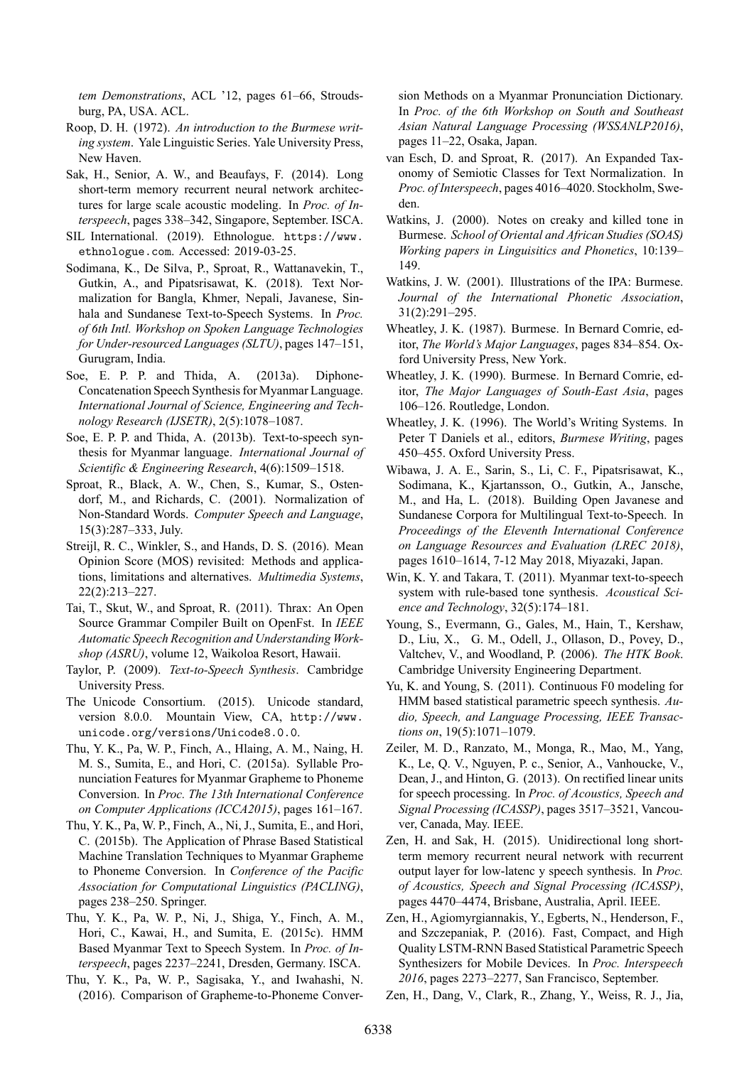*tem Demonstrations*, ACL '12, pages 61–66, Stroudsburg, PA, USA. ACL.

Roop, D. H. (1972). *An introduction to the Burmese writing system*. Yale Linguistic Series. Yale University Press, New Haven.

Sak, H., Senior, A. W., and Beaufays, F. (2014). Long short-term memory recurrent neural network architectures for large scale acoustic modeling. In *Proc. of Interspeech*, pages 338–342, Singapore, September. ISCA.

SIL International. (2019). Ethnologue. https://www.ethnologue.com. Accessed: 2019-03-25.

Sodimana, K., De Silva, P., Sproat, R., Wattanavekin, T., Gutkin, A., and Pipatsrisawat, K. (2018). Text Normalization for Bangla, Khmer, Nepali, Javanese, Sinhala and Sundanese Text-to-Speech Systems. In *Proc. of 6th Intl. Workshop on Spoken Language Technologies for Under-resourced Languages (SLTU)*, pages 147–151, Gurugram, India.

Soe, E. P. P. and Thida, A. (2013a). Diphone-Concatenation Speech Synthesis for Myanmar Language. *International Journal of Science, Engineering and Technology Research (IJSETR)*, 2(5):1078–1087.

Soe, E. P. P. and Thida, A. (2013b). Text-to-speech synthesis for Myanmar language. *International Journal of Scientific & Engineering Research*, 4(6):1509–1518.

Sproat, R., Black, A. W., Chen, S., Kumar, S., Ostendorf, M., and Richards, C. (2001). Normalization of Non-Standard Words. *Computer Speech and Language*, 15(3):287–333, July.

Streijl, R. C., Winkler, S., and Hands, D. S. (2016). Mean Opinion Score (MOS) revisited: Methods and applications, limitations and alternatives. *Multimedia Systems*, 22(2):213–227.

Tai, T., Skut, W., and Sproat, R. (2011). Thrax: An Open Source Grammar Compiler Built on OpenFst. In *IEEE Automatic Speech Recognition and Understanding Workshop (ASRU)*, volume 12, Waikoloa Resort, Hawaii.

Taylor, P. (2009). *Text-to-Speech Synthesis*. Cambridge University Press.

The Unicode Consortium. (2015). Unicode standard, version 8.0.0. Mountain View, CA, http://www.unicode.org/versions/Unicode8.0.0.

Thu, Y. K., Pa, W. P., Finch, A., Hlaing, A. M., Naing, H. M. S., Sumita, E., and Hori, C. (2015a). Syllable Pronunciation Features for Myanmar Grapheme to Phoneme Conversion. In *Proc. The 13th International Conference on Computer Applications (ICCA2015)*, pages 161–167.

Thu, Y. K., Pa, W. P., Finch, A., Ni, J., Sumita, E., and Hori, C. (2015b). The Application of Phrase Based Statistical Machine Translation Techniques to Myanmar Grapheme to Phoneme Conversion. In *Conference of the Pacific Association for Computational Linguistics (PACLING)*, pages 238–250. Springer.

Thu, Y. K., Pa, W. P., Ni, J., Shiga, Y., Finch, A. M., Hori, C., Kawai, H., and Sumita, E. (2015c). HMM Based Myanmar Text to Speech System. In *Proc. of Interspeech*, pages 2237–2241, Dresden, Germany. ISCA.

Thu, Y. K., Pa, W. P., Sagisaka, Y., and Iwahashi, N. (2016). Comparison of Grapheme-to-Phoneme Conversion Methods on a Myanmar Pronunciation Dictionary. In *Proc. of the 6th Workshop on South and Southeast Asian Natural Language Processing (WSSANLP2016)*, pages 11–22, Osaka, Japan.

van Esch, D. and Sproat, R. (2017). An Expanded Taxonomy of Semiotic Classes for Text Normalization. In *Proc. of Interspeech*, pages 4016–4020. Stockholm, Sweden.

Watkins, J. (2000). Notes on creaky and killed tone in Burmese. *School of Oriental and African Studies (SOAS) Working papers in Linguisitics and Phonetics*, 10:139–149.

Watkins, J. W. (2001). Illustrations of the IPA: Burmese. *Journal of the International Phonetic Association*, 31(2):291–295.

Wheatley, J. K. (1987). Burmese. In Bernard Comrie, editor, *The World's Major Languages*, pages 834–854. Oxford University Press, New York.

Wheatley, J. K. (1990). Burmese. In Bernard Comrie, editor, *The Major Languages of South-East Asia*, pages 106–126. Routledge, London.

Wheatley, J. K. (1996). The World's Writing Systems. In Peter T Daniels et al., editors, *Burmese Writing*, pages 450–455. Oxford University Press.

Wibawa, J. A. E., Sarin, S., Li, C. F., Pipatsrisawat, K., Sodimana, K., Kjartansson, O., Gutkin, A., Jansche, M., and Ha, L. (2018). Building Open Javanese and Sundanese Corpora for Multilingual Text-to-Speech. In *Proceedings of the Eleventh International Conference on Language Resources and Evaluation (LREC 2018)*, pages 1610–1614, 7-12 May 2018, Miyazaki, Japan.

Win, K. Y. and Takara, T. (2011). Myanmar text-to-speech system with rule-based tone synthesis. *Acoustical Science and Technology*, 32(5):174–181.

Young, S., Evermann, G., Gales, M., Hain, T., Kershaw, D., Liu, X., G. M., Odell, J., Ollason, D., Povey, D., Valtchev, V., and Woodland, P. (2006). *The HTK Book*. Cambridge University Engineering Department.

Yu, K. and Young, S. (2011). Continuous F0 modeling for HMM based statistical parametric speech synthesis. *Audio, Speech, and Language Processing, IEEE Transactions on*, 19(5):1071–1079.

Zeiler, M. D., Ranzato, M., Monga, R., Mao, M., Yang, K., Le, Q. V., Nguyen, P. c., Senior, A., Vanhoucke, V., Dean, J., and Hinton, G. (2013). On rectified linear units for speech processing. In *Proc. of Acoustics, Speech and Signal Processing (ICASSP)*, pages 3517–3521, Vancouver, Canada, May. IEEE.

Zen, H. and Sak, H. (2015). Unidirectional long short-term memory recurrent neural network with recurrent output layer for low-latenc y speech synthesis. In *Proc. of Acoustics, Speech and Signal Processing (ICASSP)*, pages 4470–4474, Brisbane, Australia, April. IEEE.

Zen, H., Agiomyrgiannakis, Y., Egberts, N., Henderson, F., and Szczepaniak, P. (2016). Fast, Compact, and High Quality LSTM-RNN Based Statistical Parametric Speech Synthesizers for Mobile Devices. In *Proc. Interspeech 2016*, pages 2273–2277, San Francisco, September.

Zen, H., Dang, V., Clark, R., Zhang, Y., Weiss, R. J., Jia,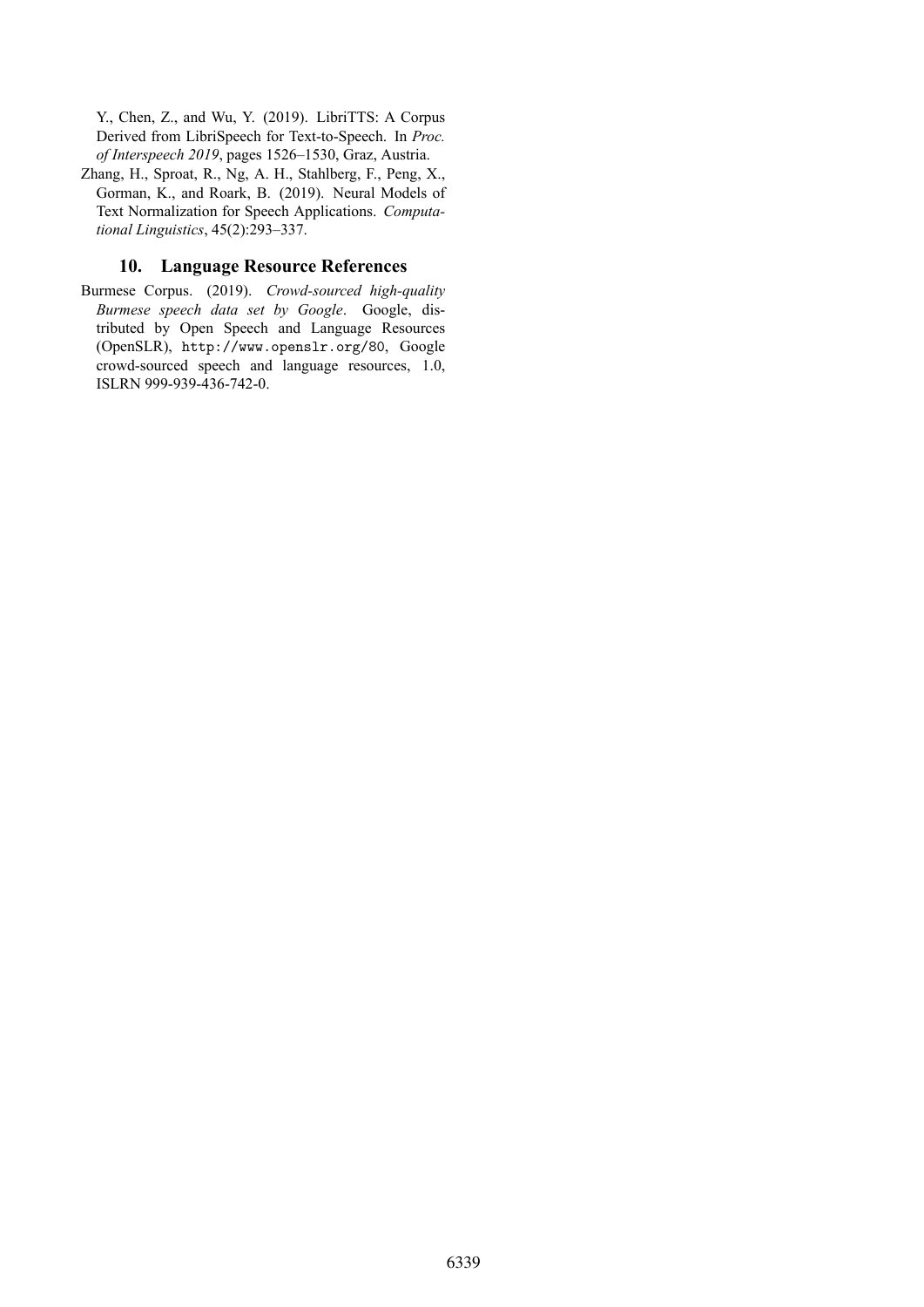Y., Chen, Z., and Wu, Y. (2019). LibriTTS: A Corpus Derived from LibriSpeech for Text-to-Speech. In *Proc. of Interspeech 2019*, pages 1526–1530, Graz, Austria.

Zhang, H., Sproat, R., Ng, A. H., Stahlberg, F., Peng, X., Gorman, K., and Roark, B. (2019). Neural Models of Text Normalization for Speech Applications. *Computational Linguistics*, 45(2):293–337.

## 10. Language Resource References

Burmese Corpus. (2019). *Crowd-sourced high-quality Burmese speech data set by Google*. Google, distributed by Open Speech and Language Resources (OpenSLR), `http://www.openslr.org/80`, Google crowd-sourced speech and language resources, 1.0, ISLRN 999-939-436-742-0.